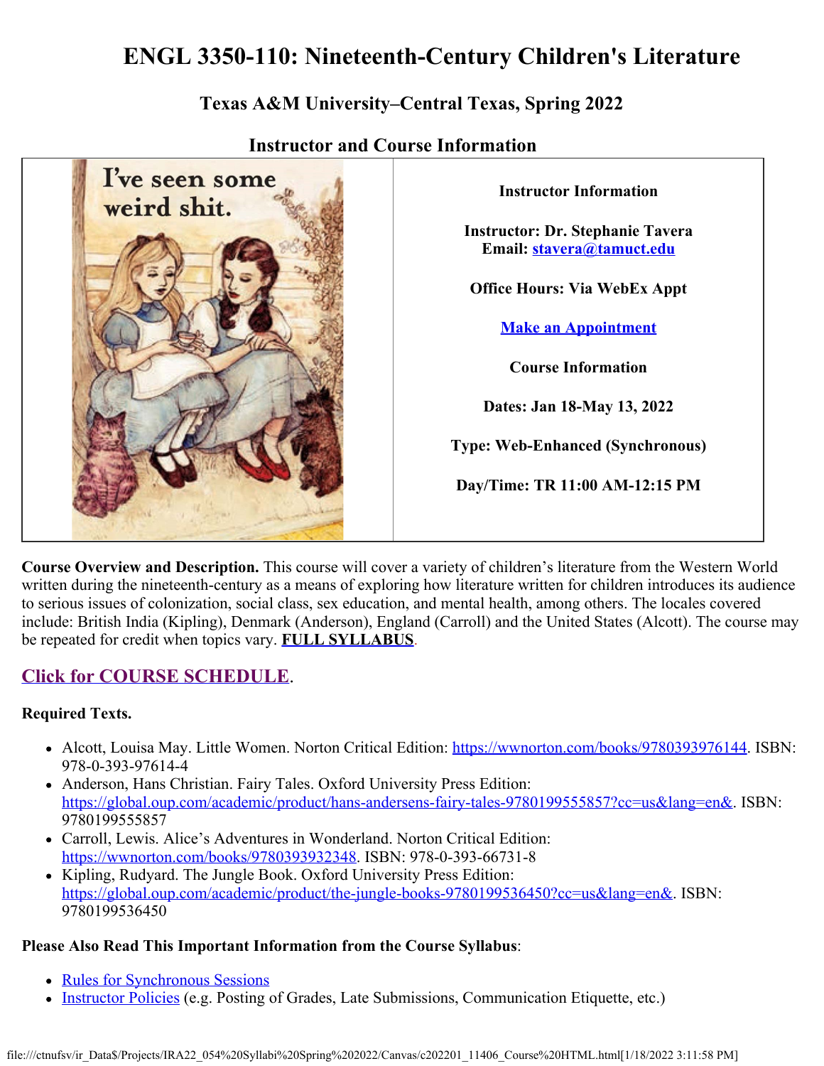# ENGL 3350-110: Nineteenth-Century Children's Literature

## Texas A&M University–Central Texas, Spring 2022

### Instructor and Course Information

| | |
|---|---|
| I've seen some weird shit. | **Instructor Information**<br><br>**Instructor: Dr. Stephanie Tavera**<br>**Email: [stavera@tamuct.edu](mailto:stavera@tamuct.edu)**<br><br>**Office Hours: Via WebEx Appt**<br><br>**[Make an Appointment]()**<br><br>**Course Information**<br><br>**Dates: Jan 18-May 13, 2022**<br><br>**Type: Web-Enhanced (Synchronous)**<br><br>**Day/Time: TR 11:00 AM-12:15 PM** |

**Course Overview and Description.** This course will cover a variety of children's literature from the Western World written during the nineteenth-century as a means of exploring how literature written for children introduces its audience to serious issues of colonization, social class, sex education, and mental health, among others. The locales covered include: British India (Kipling), Denmark (Anderson), England (Carroll) and the United States (Alcott). The course may be repeated for credit when topics vary. **[FULL SYLLABUS]()**.

## [Click for COURSE SCHEDULE]().

**Required Texts.**

- Alcott, Louisa May. Little Women. Norton Critical Edition: https://wwnorton.com/books/9780393976144. ISBN: 978-0-393-97614-4
- Anderson, Hans Christian. Fairy Tales. Oxford University Press Edition: https://global.oup.com/academic/product/hans-andersens-fairy-tales-9780199555857?cc=us&lang=en&. ISBN: 9780199555857
- Carroll, Lewis. Alice's Adventures in Wonderland. Norton Critical Edition: https://wwnorton.com/books/9780393932348. ISBN: 978-0-393-66731-8
- Kipling, Rudyard. The Jungle Book. Oxford University Press Edition: https://global.oup.com/academic/product/the-jungle-books-9780199536450?cc=us&lang=en&. ISBN: 9780199536450

**Please Also Read This Important Information from the Course Syllabus**:

- [Rules for Synchronous Sessions]()
- [Instructor Policies]() (e.g. Posting of Grades, Late Submissions, Communication Etiquette, etc.)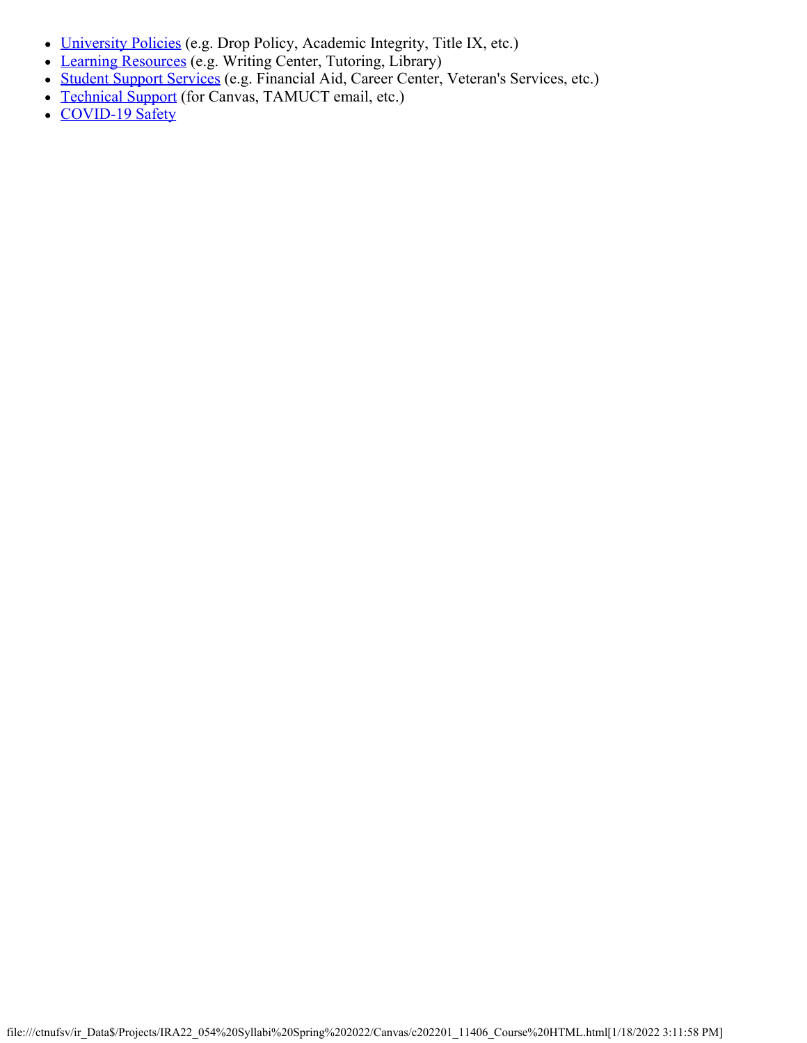- University Policies (e.g. Drop Policy, Academic Integrity, Title IX, etc.)
- Learning Resources (e.g. Writing Center, Tutoring, Library)
- Student Support Services (e.g. Financial Aid, Career Center, Veteran's Services, etc.)
- Technical Support (for Canvas, TAMUCT email, etc.)
- COVID-19 Safety